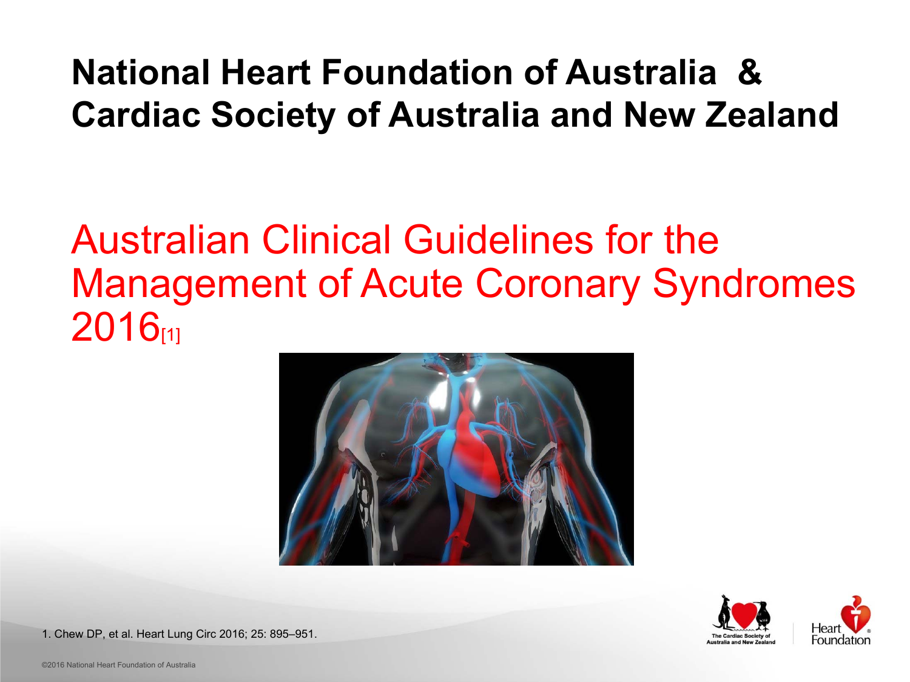# National Heart Foundation of Australia & Cardiac Society of Australia and New Zealand

## Australian Clinical Guidelines for the Management of Acute Coronary Syndromes 2016[1]

1. Chew DP, et al. Heart Lung Circ 2016; 25: 895–951.

©2016 National Heart Foundation of Australia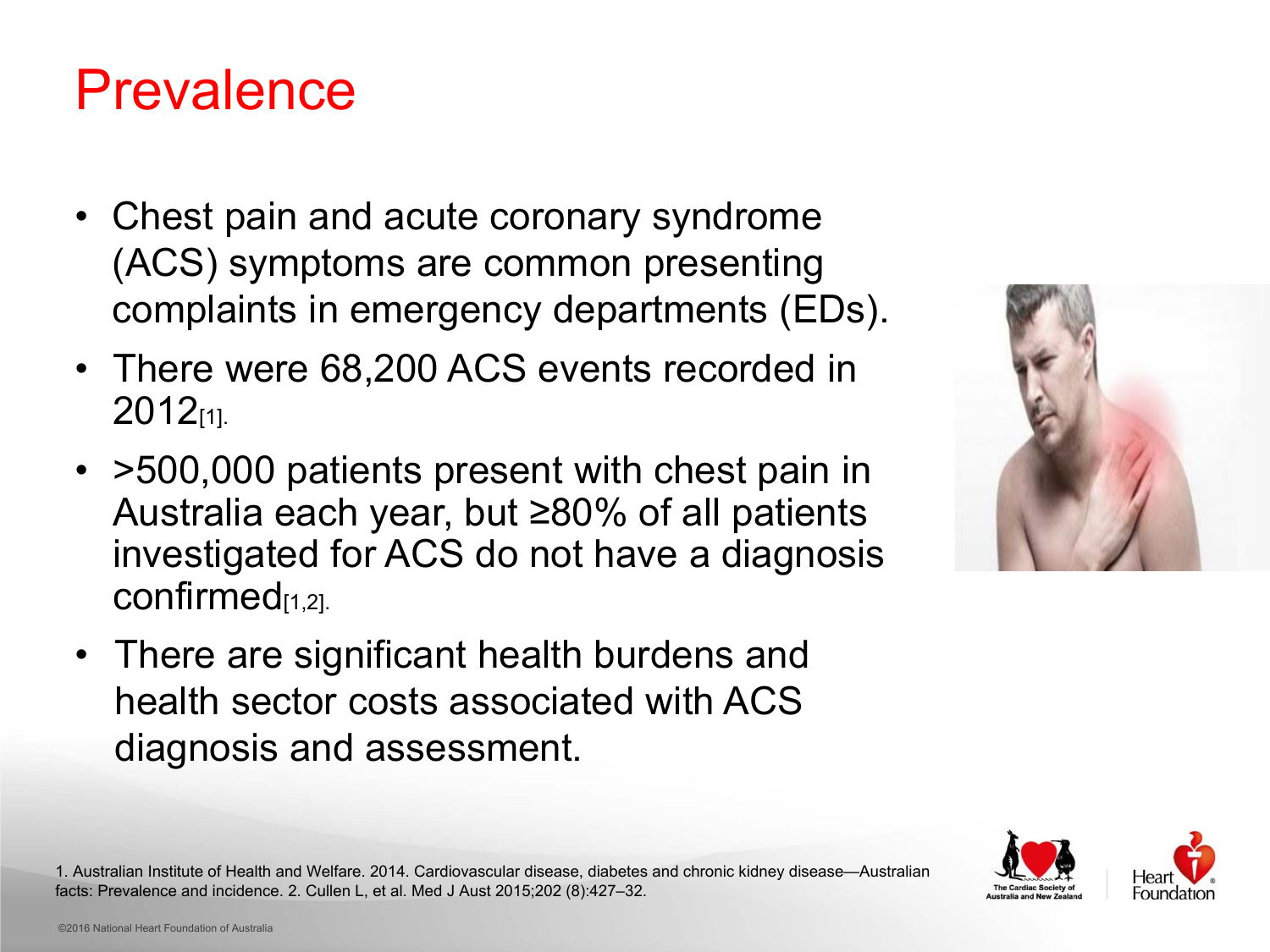# Prevalence

- Chest pain and acute coronary syndrome (ACS) symptoms are common presenting complaints in emergency departments (EDs).
- There were 68,200 ACS events recorded in 2012[1].
- >500,000 patients present with chest pain in Australia each year, but ≥80% of all patients investigated for ACS do not have a diagnosis confirmed[1,2].
- There are significant health burdens and health sector costs associated with ACS diagnosis and assessment.

1. Australian Institute of Health and Welfare. 2014. Cardiovascular disease, diabetes and chronic kidney disease—Australian facts: Prevalence and incidence. 2. Cullen L, et al. Med J Aust 2015;202 (8):427–32.

©2016 National Heart Foundation of Australia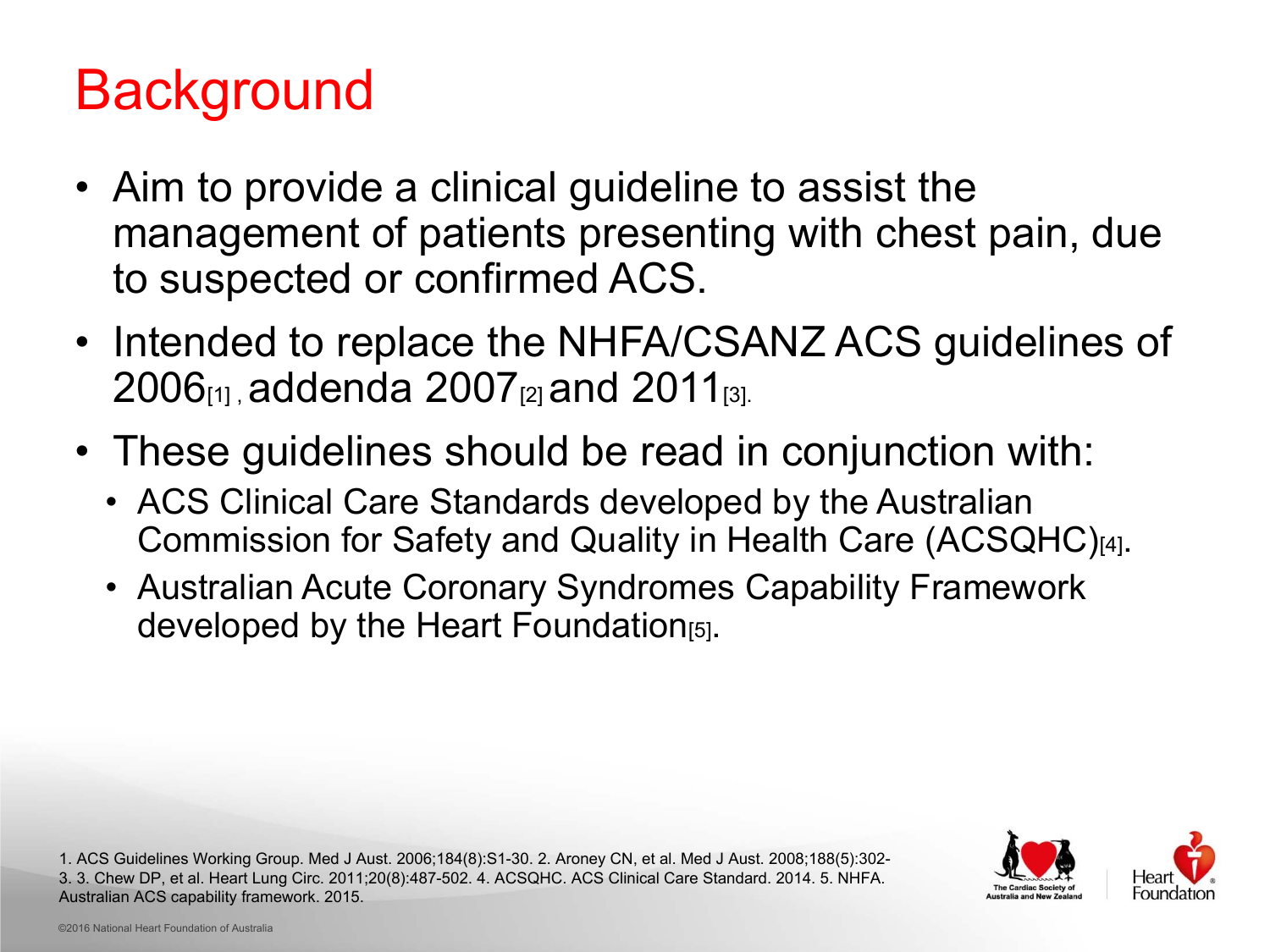# Background

- Aim to provide a clinical guideline to assist the management of patients presenting with chest pain, due to suspected or confirmed ACS.
- Intended to replace the NHFA/CSANZ ACS guidelines of 2006[1], addenda 2007[2] and 2011[3].
- These guidelines should be read in conjunction with:
  - ACS Clinical Care Standards developed by the Australian Commission for Safety and Quality in Health Care (ACSQHC)[4].
  - Australian Acute Coronary Syndromes Capability Framework developed by the Heart Foundation[5].

1. ACS Guidelines Working Group. Med J Aust. 2006;184(8):S1-30. 2. Aroney CN, et al. Med J Aust. 2008;188(5):302-3. 3. Chew DP, et al. Heart Lung Circ. 2011;20(8):487-502. 4. ACSQHC. ACS Clinical Care Standard. 2014. 5. NHFA. Australian ACS capability framework. 2015.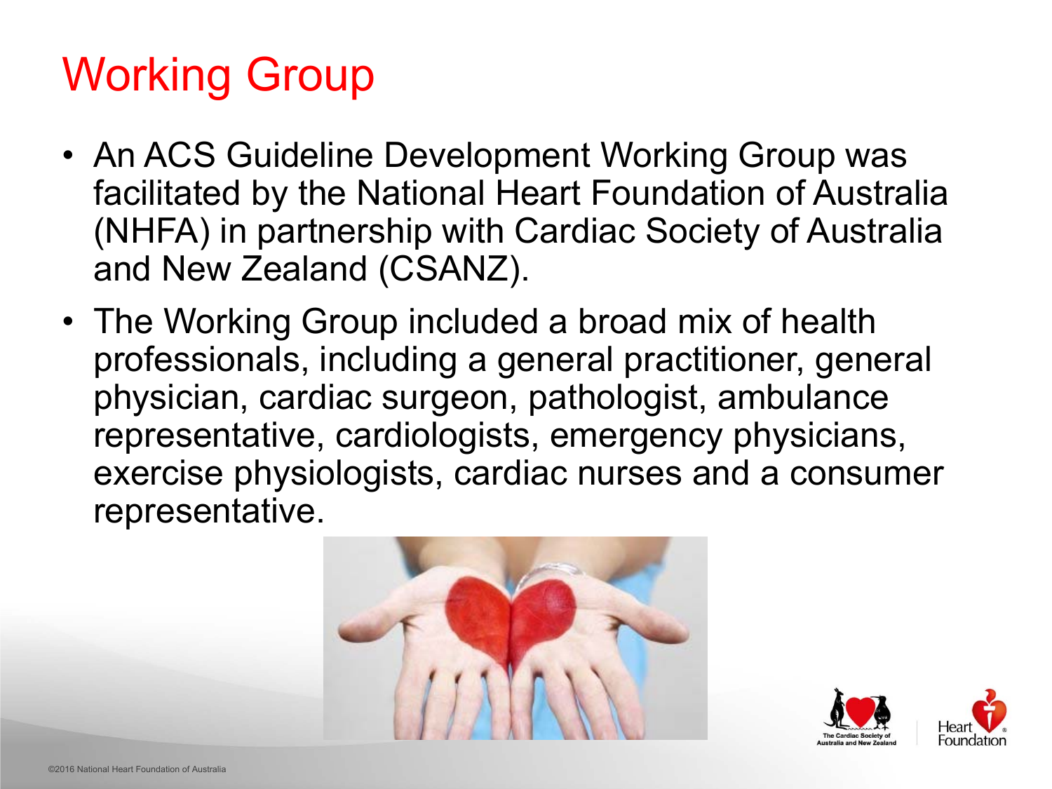# Working Group

- An ACS Guideline Development Working Group was facilitated by the National Heart Foundation of Australia (NHFA) in partnership with Cardiac Society of Australia and New Zealand (CSANZ).
- The Working Group included a broad mix of health professionals, including a general practitioner, general physician, cardiac surgeon, pathologist, ambulance representative, cardiologists, emergency physicians, exercise physiologists, cardiac nurses and a consumer representative.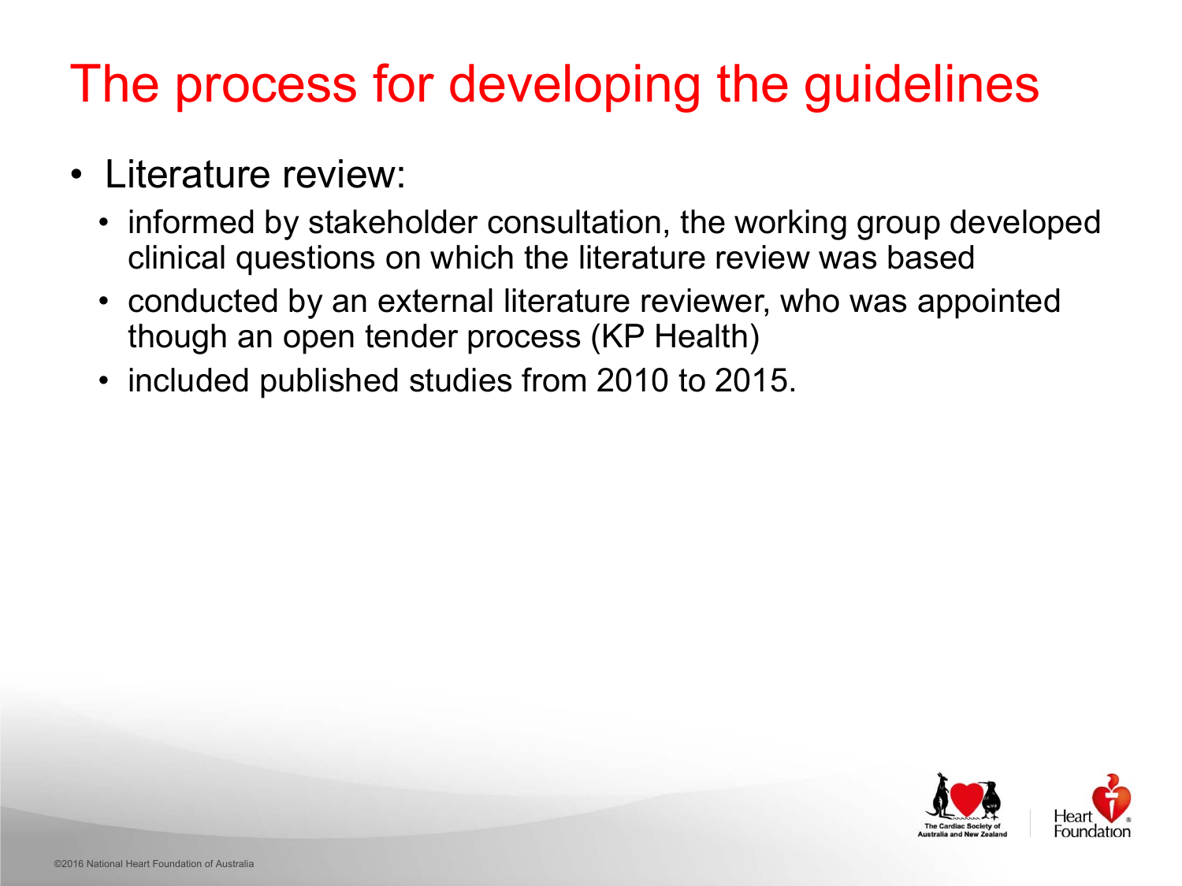# The process for developing the guidelines

- Literature review:
  - informed by stakeholder consultation, the working group developed clinical questions on which the literature review was based
  - conducted by an external literature reviewer, who was appointed though an open tender process (KP Health)
  - included published studies from 2010 to 2015.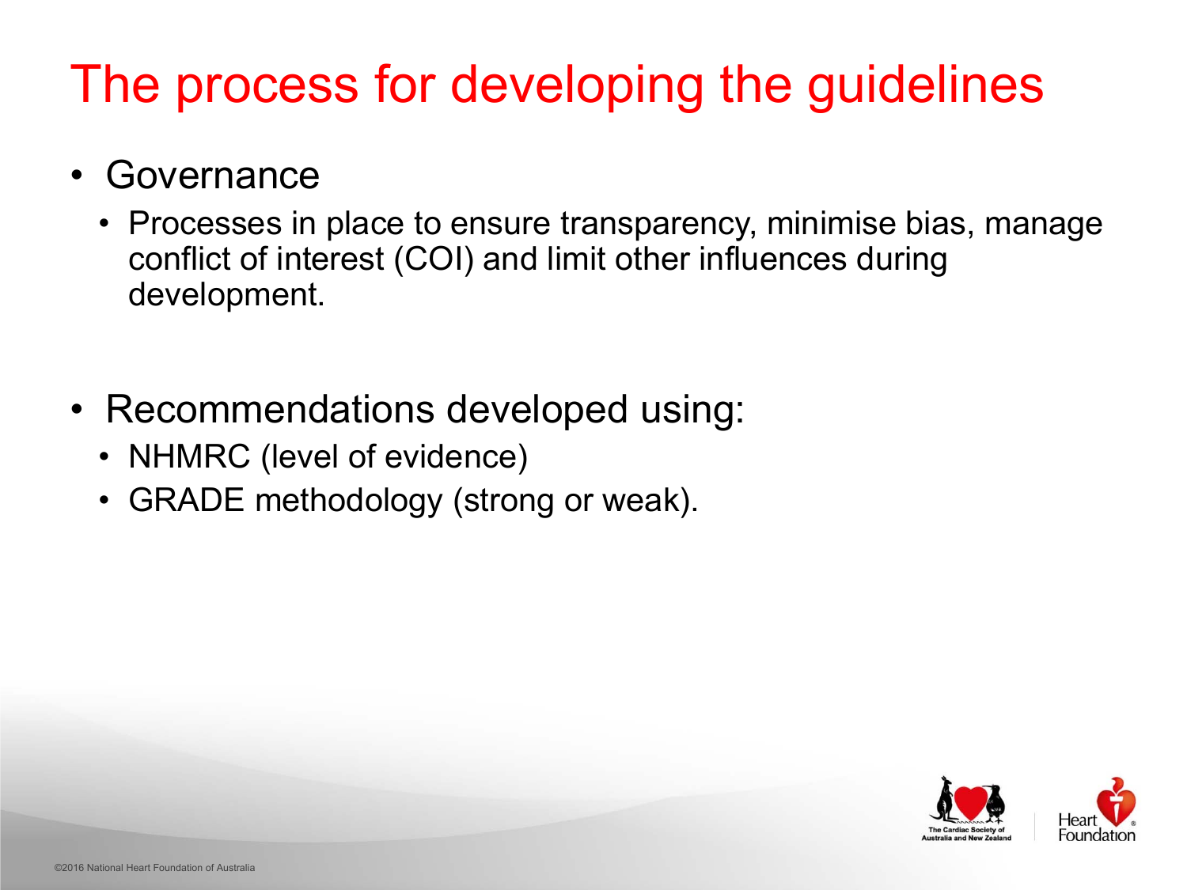# The process for developing the guidelines

- Governance
  - Processes in place to ensure transparency, minimise bias, manage conflict of interest (COI) and limit other influences during development.

- Recommendations developed using:
  - NHMRC (level of evidence)
  - GRADE methodology (strong or weak).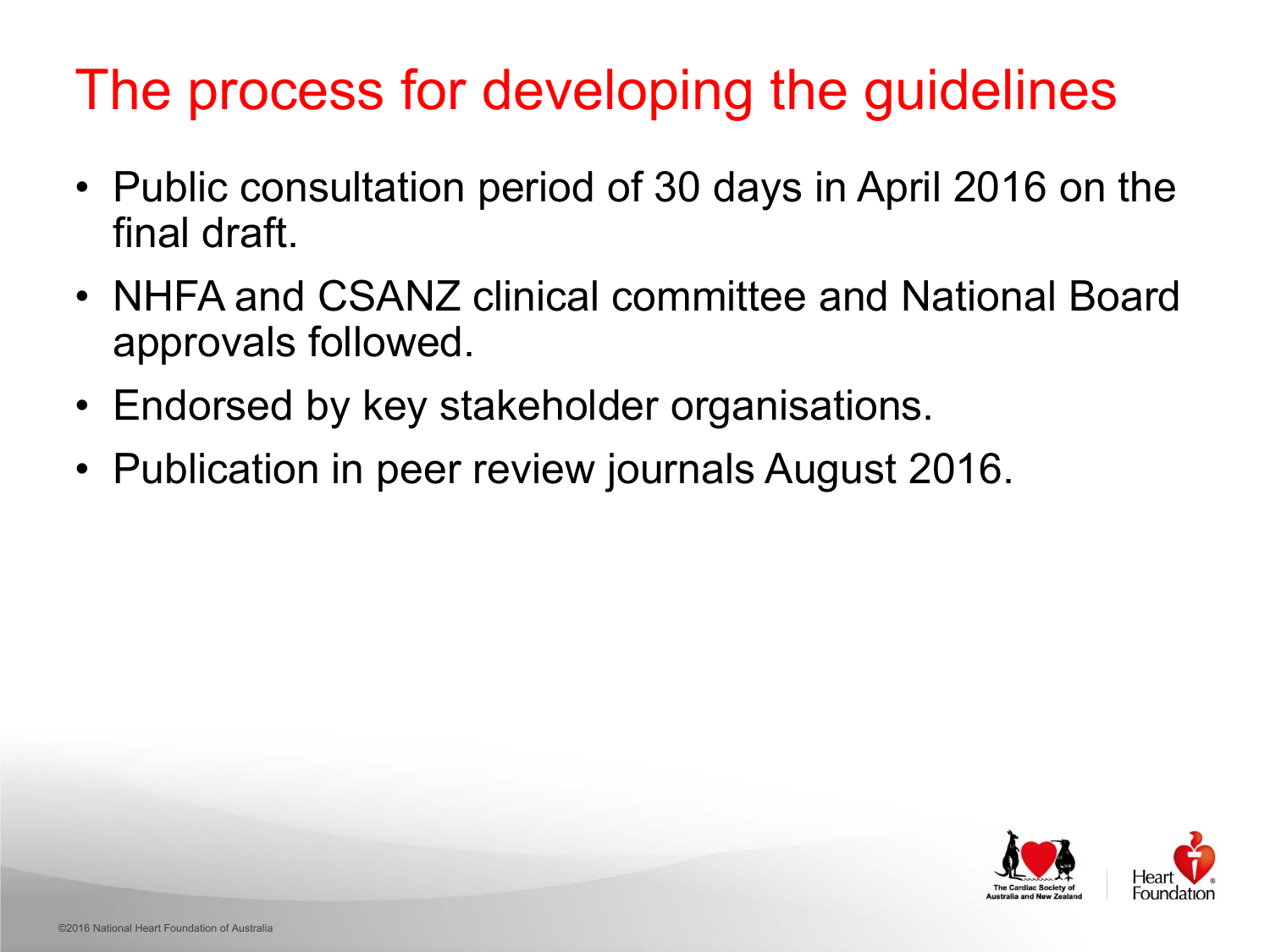# The process for developing the guidelines

- Public consultation period of 30 days in April 2016 on the final draft.
- NHFA and CSANZ clinical committee and National Board approvals followed.
- Endorsed by key stakeholder organisations.
- Publication in peer review journals August 2016.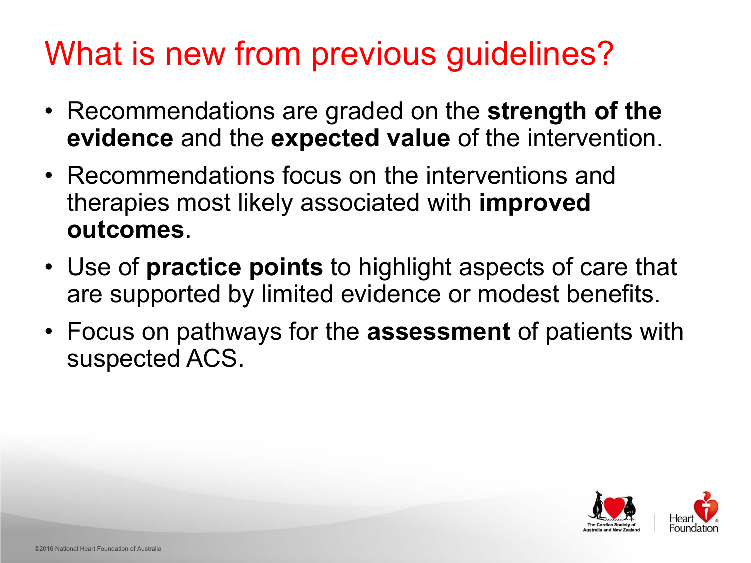# What is new from previous guidelines?

- Recommendations are graded on the **strength of the evidence** and the **expected value** of the intervention.
- Recommendations focus on the interventions and therapies most likely associated with **improved outcomes**.
- Use of **practice points** to highlight aspects of care that are supported by limited evidence or modest benefits.
- Focus on pathways for the **assessment** of patients with suspected ACS.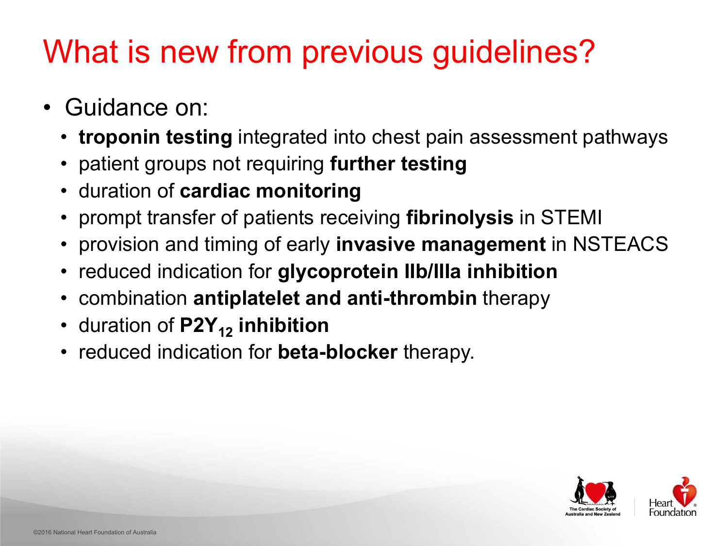# What is new from previous guidelines?

- Guidance on:
  - **troponin testing** integrated into chest pain assessment pathways
  - patient groups not requiring **further testing**
  - duration of **cardiac monitoring**
  - prompt transfer of patients receiving **fibrinolysis** in STEMI
  - provision and timing of early **invasive management** in NSTEACS
  - reduced indication for **glycoprotein IIb/IIIa inhibition**
  - combination **antiplatelet and anti-thrombin** therapy
  - duration of **$P2Y_{12}$ inhibition**
  - reduced indication for **beta-blocker** therapy.

©2016 National Heart Foundation of Australia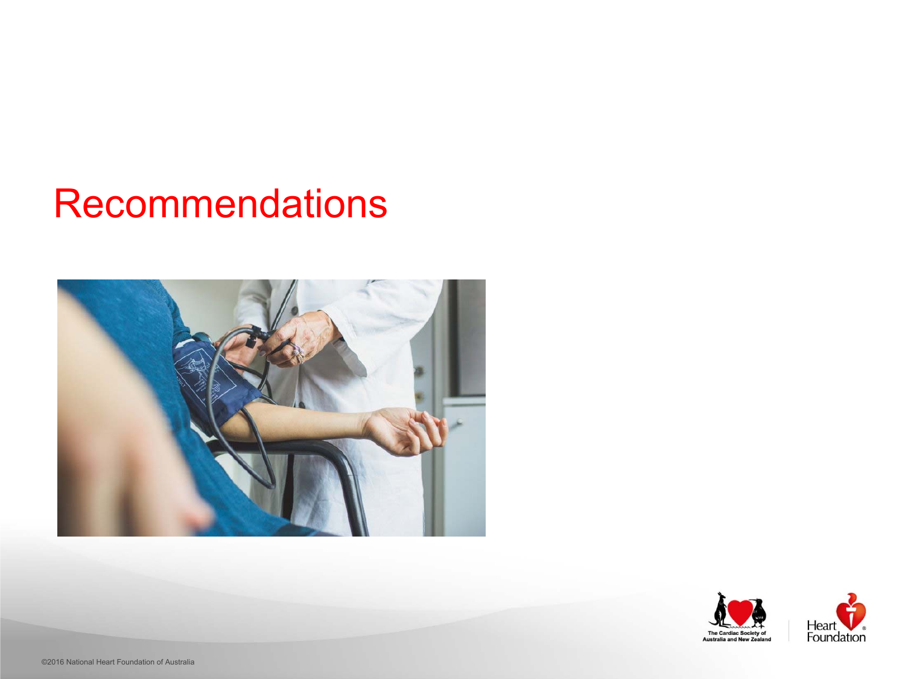# Recommendations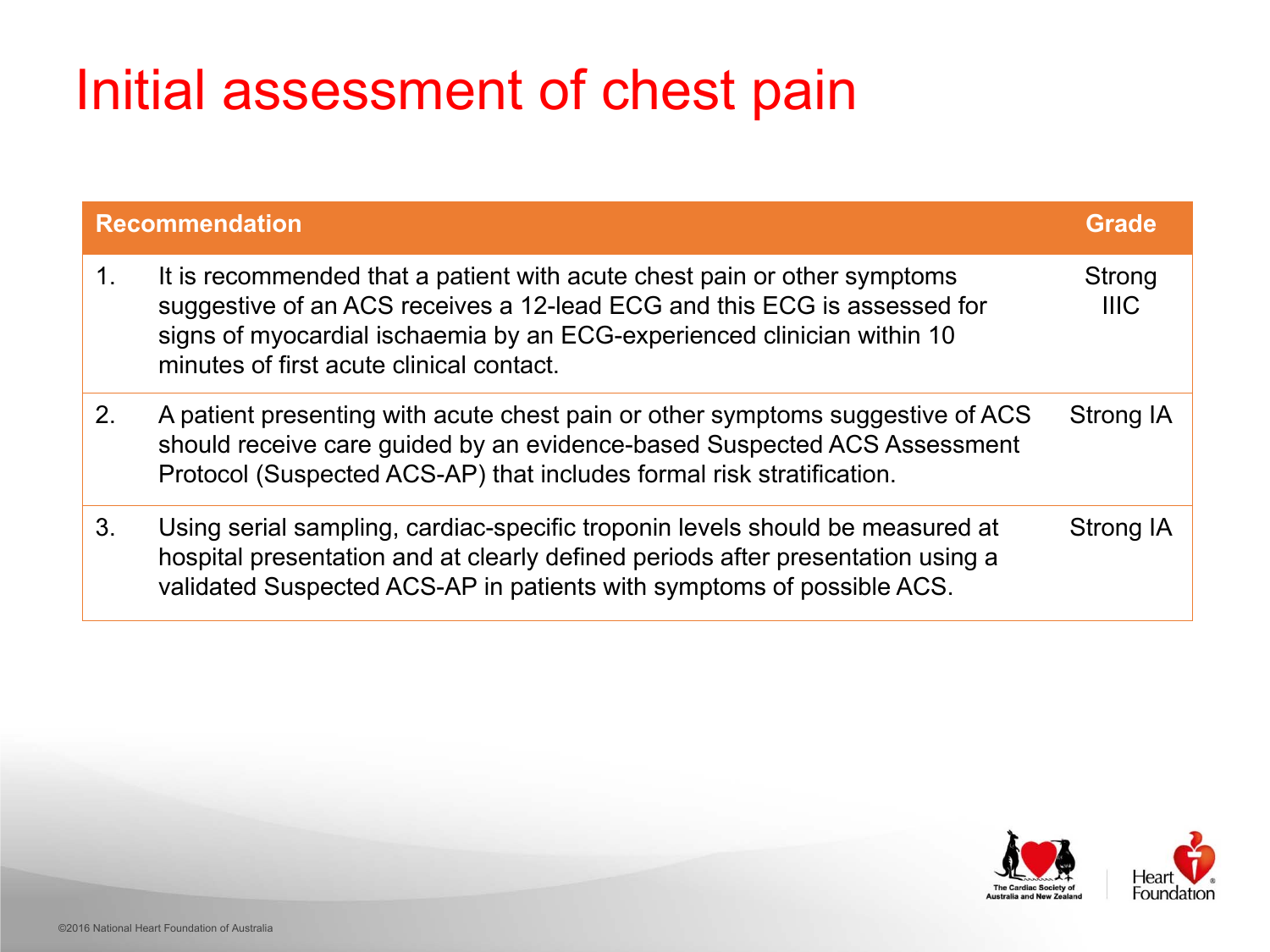# Initial assessment of chest pain

| | Recommendation | Grade |
|---|---|---|
| 1. | It is recommended that a patient with acute chest pain or other symptoms suggestive of an ACS receives a 12-lead ECG and this ECG is assessed for signs of myocardial ischaemia by an ECG-experienced clinician within 10 minutes of first acute clinical contact. | Strong IIIC |
| 2. | A patient presenting with acute chest pain or other symptoms suggestive of ACS should receive care guided by an evidence-based Suspected ACS Assessment Protocol (Suspected ACS-AP) that includes formal risk stratification. | Strong IA |
| 3. | Using serial sampling, cardiac-specific troponin levels should be measured at hospital presentation and at clearly defined periods after presentation using a validated Suspected ACS-AP in patients with symptoms of possible ACS. | Strong IA |

©2016 National Heart Foundation of Australia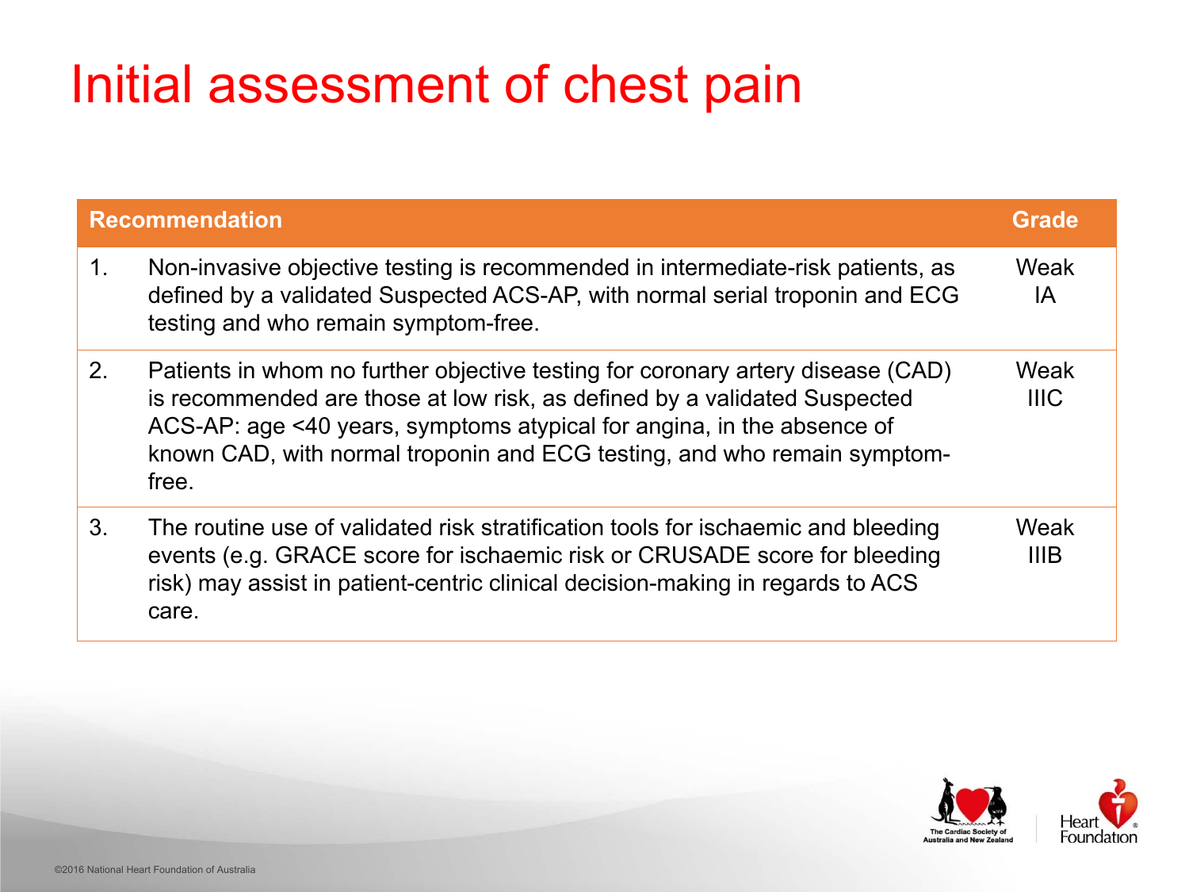# Initial assessment of chest pain

| Recommendation | | Grade |
| --- | --- | --- |
| 1. | Non-invasive objective testing is recommended in intermediate-risk patients, as defined by a validated Suspected ACS-AP, with normal serial troponin and ECG testing and who remain symptom-free. | Weak IA |
| 2. | Patients in whom no further objective testing for coronary artery disease (CAD) is recommended are those at low risk, as defined by a validated Suspected ACS-AP: age <40 years, symptoms atypical for angina, in the absence of known CAD, with normal troponin and ECG testing, and who remain symptom-free. | Weak IIIC |
| 3. | The routine use of validated risk stratification tools for ischaemic and bleeding events (e.g. GRACE score for ischaemic risk or CRUSADE score for bleeding risk) may assist in patient-centric clinical decision-making in regards to ACS care. | Weak IIIB |

©2016 National Heart Foundation of Australia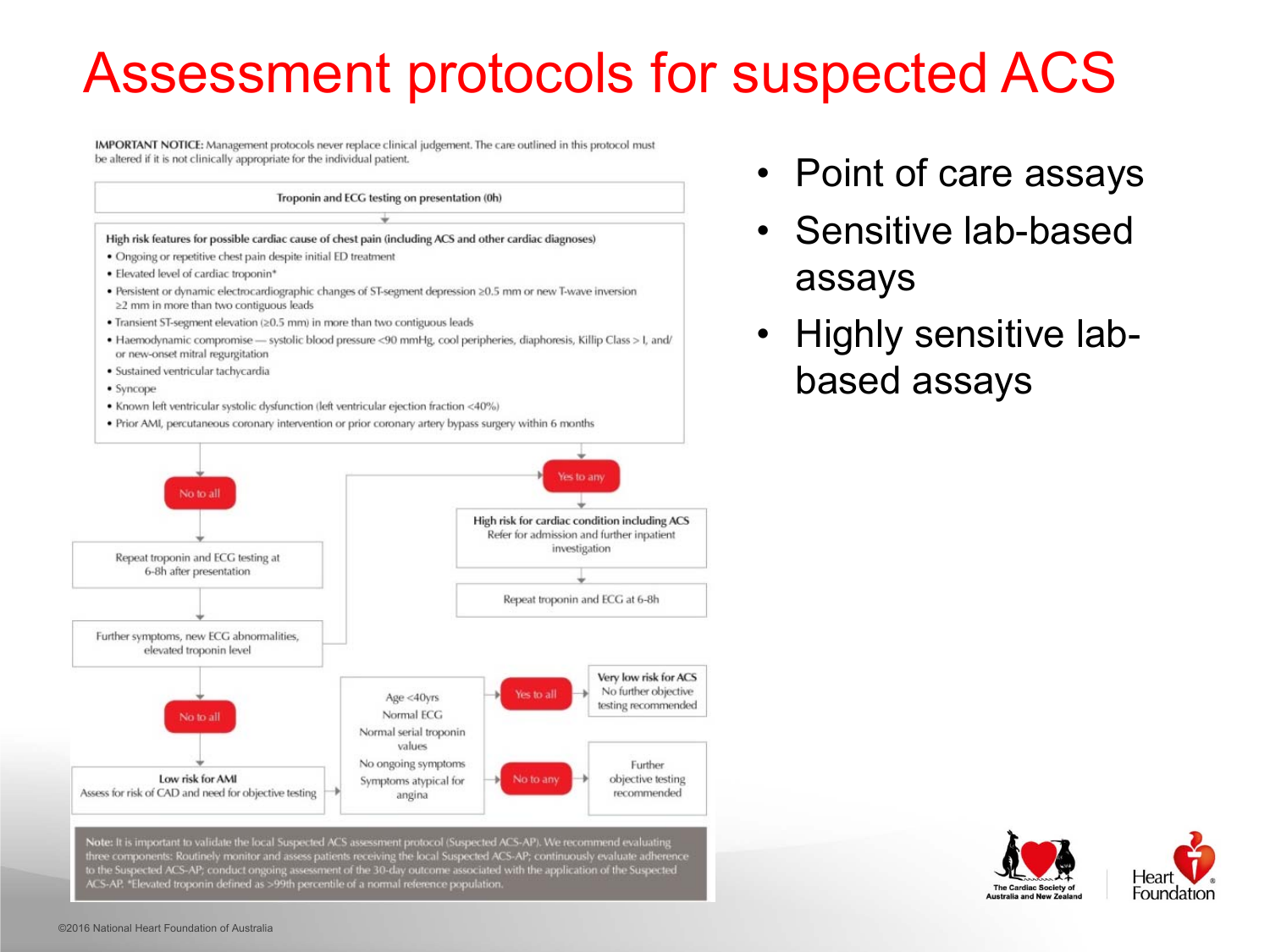# Assessment protocols for suspected ACS

**IMPORTANT NOTICE:** Management protocols never replace clinical judgement. The care outlined in this protocol must be altered if it is not clinically appropriate for the individual patient.

**Troponin and ECG testing on presentation (0h)**

**High risk features for possible cardiac cause of chest pain (including ACS and other cardiac diagnoses)**

- Ongoing or repetitive chest pain despite initial ED treatment
- Elevated level of cardiac troponin*
- Persistent or dynamic electrocardiographic changes of ST-segment depression ≥0.5 mm or new T-wave inversion ≥2 mm in more than two contiguous leads
- Transient ST-segment elevation (≥0.5 mm) in more than two contiguous leads
- Haemodynamic compromise — systolic blood pressure <90 mmHg, cool peripheries, diaphoresis, Killip Class > I, and/or new-onset mitral regurgitation
- Sustained ventricular tachycardia
- Syncope
- Known left ventricular systolic dysfunction (left ventricular ejection fraction <40%)
- Prior AMI, percutaneous coronary intervention or prior coronary artery bypass surgery within 6 months

**No to all** → Repeat troponin and ECG testing at 6-8h after presentation → Further symptoms, new ECG abnormalities, elevated troponin level

- Yes → High risk for cardiac condition including ACS
- **No to all** → **Low risk for AMI** — Assess for risk of CAD and need for objective testing

**Yes to any** → **High risk for cardiac condition including ACS** — Refer for admission and further inpatient investigation → Repeat troponin and ECG at 6-8h

Low risk for AMI → Age <40yrs; Normal ECG; Normal serial troponin values; No ongoing symptoms; Symptoms atypical for angina

- **Yes to all** → **Very low risk for ACS** — No further objective testing recommended
- **No to any** → Further objective testing recommended

**Note:** It is important to validate the local Suspected ACS assessment protocol (Suspected ACS-AP). We recommend evaluating three components: Routinely monitor and assess patients receiving the local Suspected ACS-AP; continuously evaluate adherence to the Suspected ACS-AP; conduct ongoing assessment of the 30-day outcome associated with the application of the Suspected ACS-AP. *Elevated troponin defined as >99th percentile of a normal reference population.

- Point of care assays
- Sensitive lab-based assays
- Highly sensitive lab-based assays

©2016 National Heart Foundation of Australia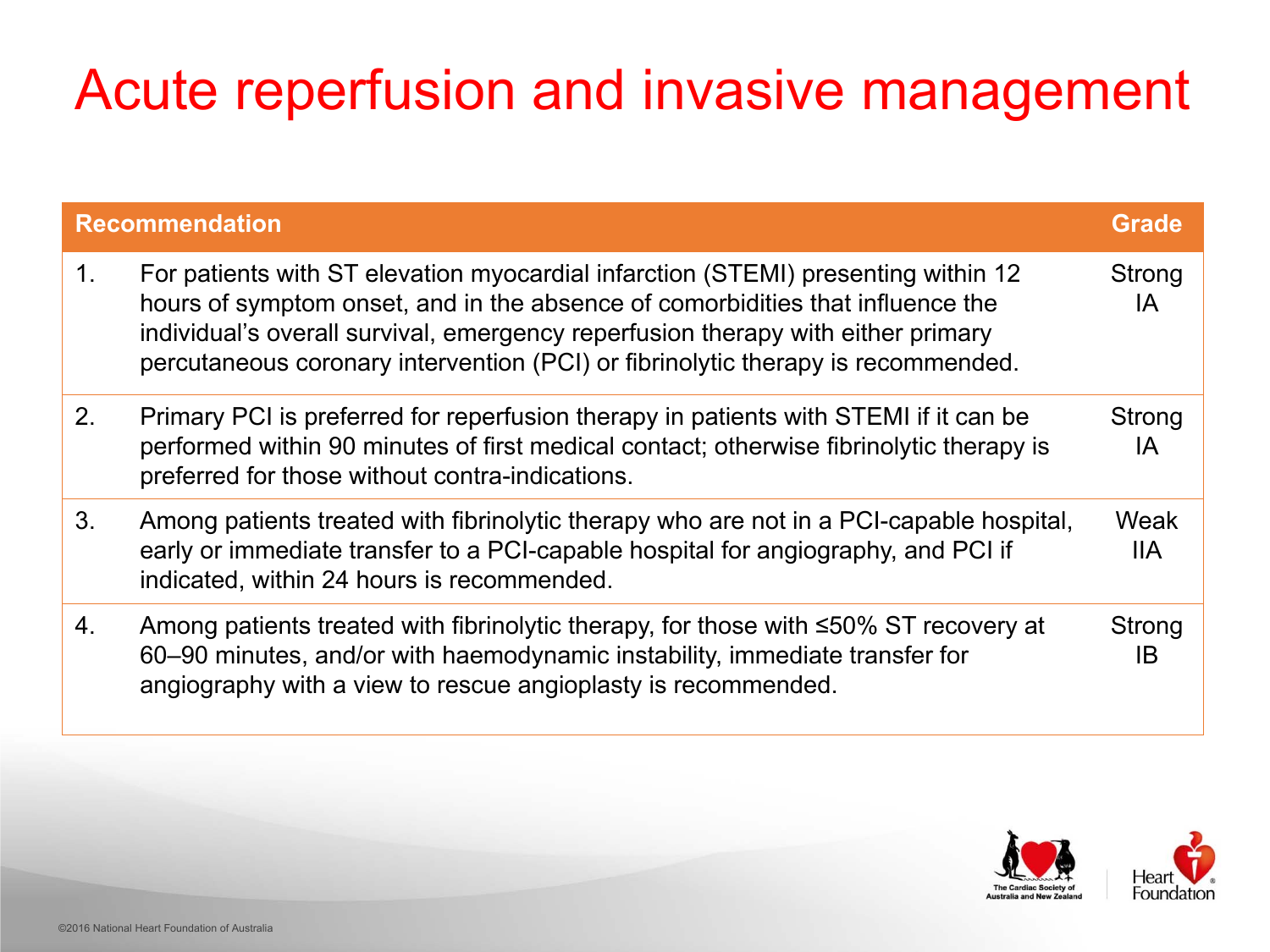# Acute reperfusion and invasive management

| | Recommendation | Grade |
|---|---|---|
| 1. | For patients with ST elevation myocardial infarction (STEMI) presenting within 12 hours of symptom onset, and in the absence of comorbidities that influence the individual's overall survival, emergency reperfusion therapy with either primary percutaneous coronary intervention (PCI) or fibrinolytic therapy is recommended. | Strong IA |
| 2. | Primary PCI is preferred for reperfusion therapy in patients with STEMI if it can be performed within 90 minutes of first medical contact; otherwise fibrinolytic therapy is preferred for those without contra-indications. | Strong IA |
| 3. | Among patients treated with fibrinolytic therapy who are not in a PCI-capable hospital, early or immediate transfer to a PCI-capable hospital for angiography, and PCI if indicated, within 24 hours is recommended. | Weak IIA |
| 4. | Among patients treated with fibrinolytic therapy, for those with ≤50% ST recovery at 60–90 minutes, and/or with haemodynamic instability, immediate transfer for angiography with a view to rescue angioplasty is recommended. | Strong IB |

©2016 National Heart Foundation of Australia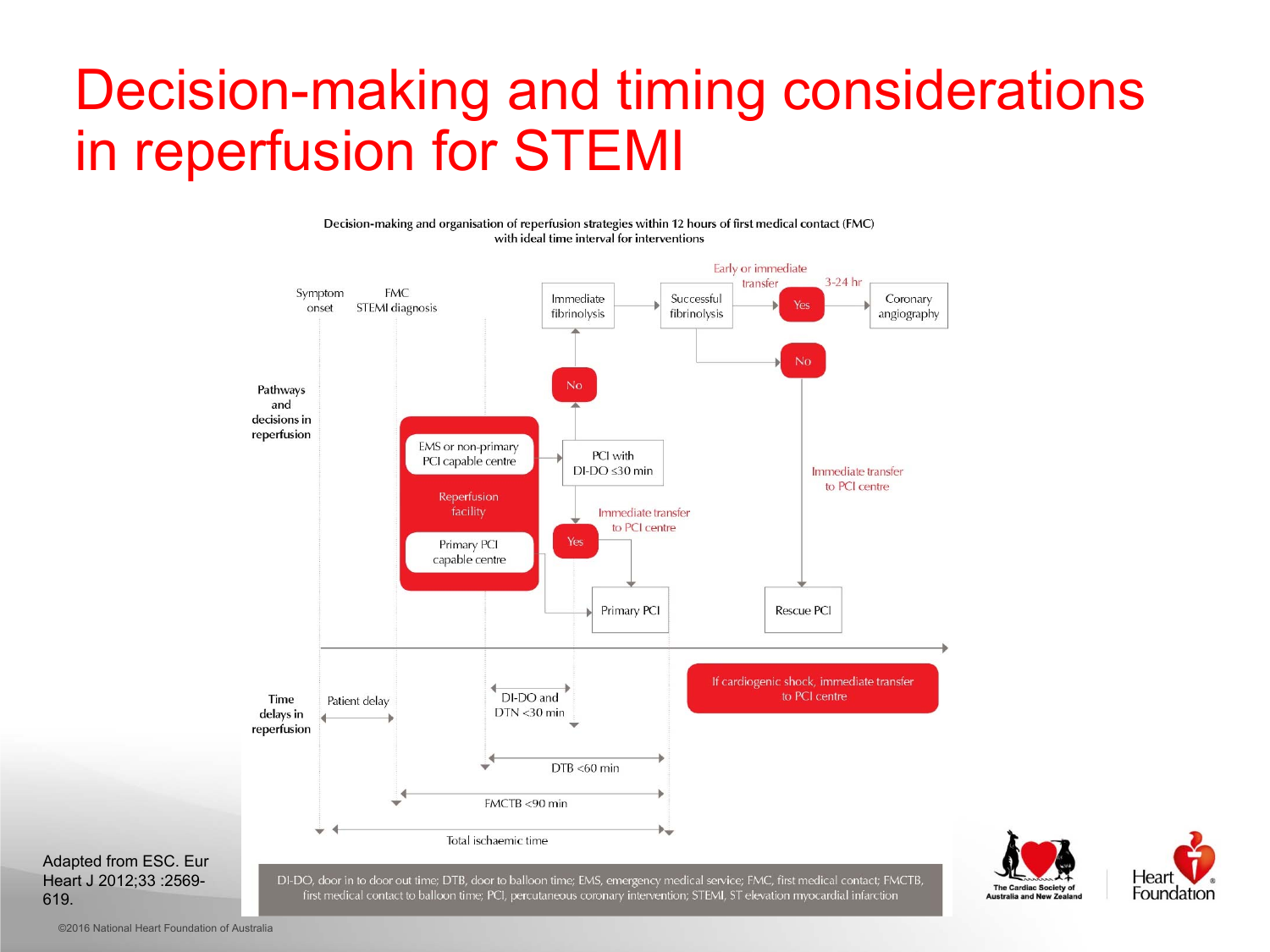# Decision-making and timing considerations in reperfusion for STEMI

Decision-making and organisation of reperfusion strategies within 12 hours of first medical contact (FMC) with ideal time interval for interventions

Symptom onset

FMC STEMI diagnosis

Pathways and decisions in reperfusion

Reperfusion facility

- EMS or non-primary PCI capable centre → PCI with DI-DO ≤30 min
  - No → Immediate fibrinolysis → Successful fibrinolysis
    - Yes → Early or immediate transfer, 3-24 hr → Coronary angiography
    - No → Immediate transfer to PCI centre → Rescue PCI
  - Yes → Immediate transfer to PCI centre → Primary PCI
- Primary PCI capable centre → Primary PCI

If cardiogenic shock, immediate transfer to PCI centre

Time delays in reperfusion

- Patient delay
- DI-DO and DTN <30 min
- DTB <60 min
- FMCTB <90 min
- Total ischaemic time

DI-DO, door in to door out time; DTB, door to balloon time; EMS, emergency medical service; FMC, first medical contact; FMCTB, first medical contact to balloon time; PCI, percutaneous coronary intervention; STEMI, ST elevation myocardial infarction

Adapted from ESC. Eur Heart J 2012;33 :2569-619.

©2016 National Heart Foundation of Australia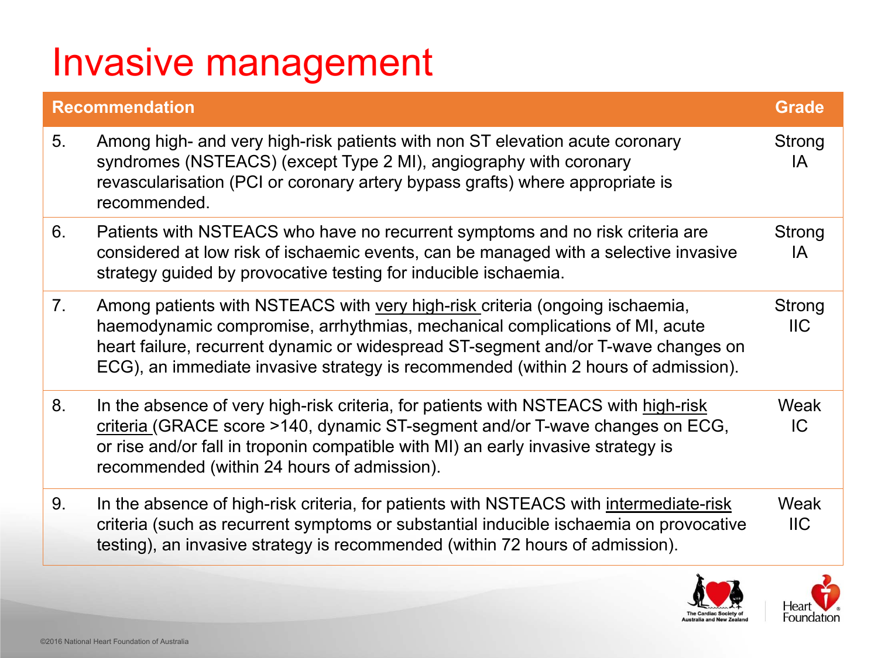# Invasive management

| | Recommendation | Grade |
|---|---|---|
| 5. | Among high- and very high-risk patients with non ST elevation acute coronary syndromes (NSTEACS) (except Type 2 MI), angiography with coronary revascularisation (PCI or coronary artery bypass grafts) where appropriate is recommended. | Strong IA |
| 6. | Patients with NSTEACS who have no recurrent symptoms and no risk criteria are considered at low risk of ischaemic events, can be managed with a selective invasive strategy guided by provocative testing for inducible ischaemia. | Strong IA |
| 7. | Among patients with NSTEACS with very high-risk criteria (ongoing ischaemia, haemodynamic compromise, arrhythmias, mechanical complications of MI, acute heart failure, recurrent dynamic or widespread ST-segment and/or T-wave changes on ECG), an immediate invasive strategy is recommended (within 2 hours of admission). | Strong IIC |
| 8. | In the absence of very high-risk criteria, for patients with NSTEACS with high-risk criteria (GRACE score >140, dynamic ST-segment and/or T-wave changes on ECG, or rise and/or fall in troponin compatible with MI) an early invasive strategy is recommended (within 24 hours of admission). | Weak IC |
| 9. | In the absence of high-risk criteria, for patients with NSTEACS with intermediate-risk criteria (such as recurrent symptoms or substantial inducible ischaemia on provocative testing), an invasive strategy is recommended (within 72 hours of admission). | Weak IIC |

The Cardiac Society of Australia and New Zealand

Heart Foundation

©2016 National Heart Foundation of Australia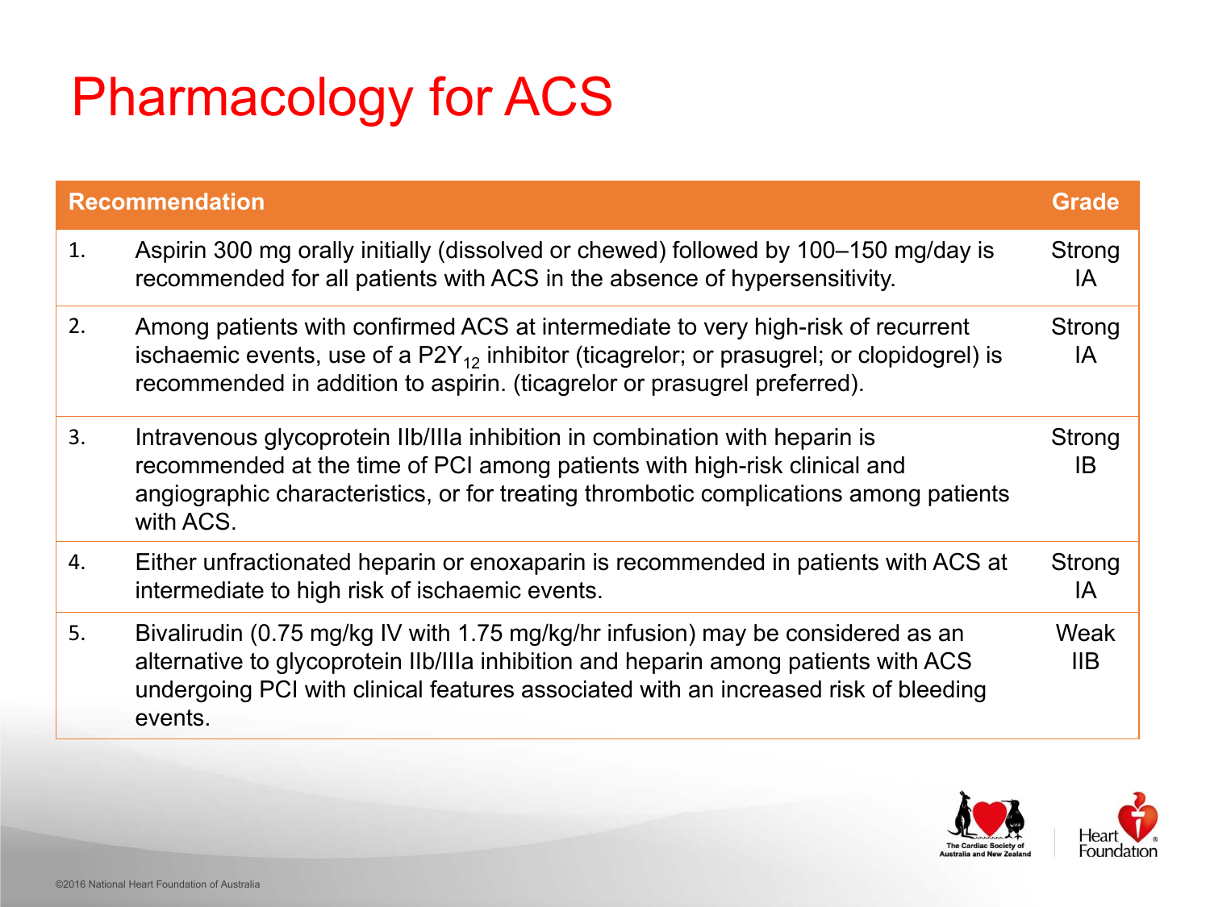# Pharmacology for ACS

| | Recommendation | Grade |
|---|---|---|
| 1. | Aspirin 300 mg orally initially (dissolved or chewed) followed by 100–150 mg/day is recommended for all patients with ACS in the absence of hypersensitivity. | Strong IA |
| 2. | Among patients with confirmed ACS at intermediate to very high-risk of recurrent ischaemic events, use of a $P2Y_{12}$ inhibitor (ticagrelor; or prasugrel; or clopidogrel) is recommended in addition to aspirin. (ticagrelor or prasugrel preferred). | Strong IA |
| 3. | Intravenous glycoprotein IIb/IIIa inhibition in combination with heparin is recommended at the time of PCI among patients with high-risk clinical and angiographic characteristics, or for treating thrombotic complications among patients with ACS. | Strong IB |
| 4. | Either unfractionated heparin or enoxaparin is recommended in patients with ACS at intermediate to high risk of ischaemic events. | Strong IA |
| 5. | Bivalirudin (0.75 mg/kg IV with 1.75 mg/kg/hr infusion) may be considered as an alternative to glycoprotein IIb/IIIa inhibition and heparin among patients with ACS undergoing PCI with clinical features associated with an increased risk of bleeding events. | Weak IIB |

©2016 National Heart Foundation of Australia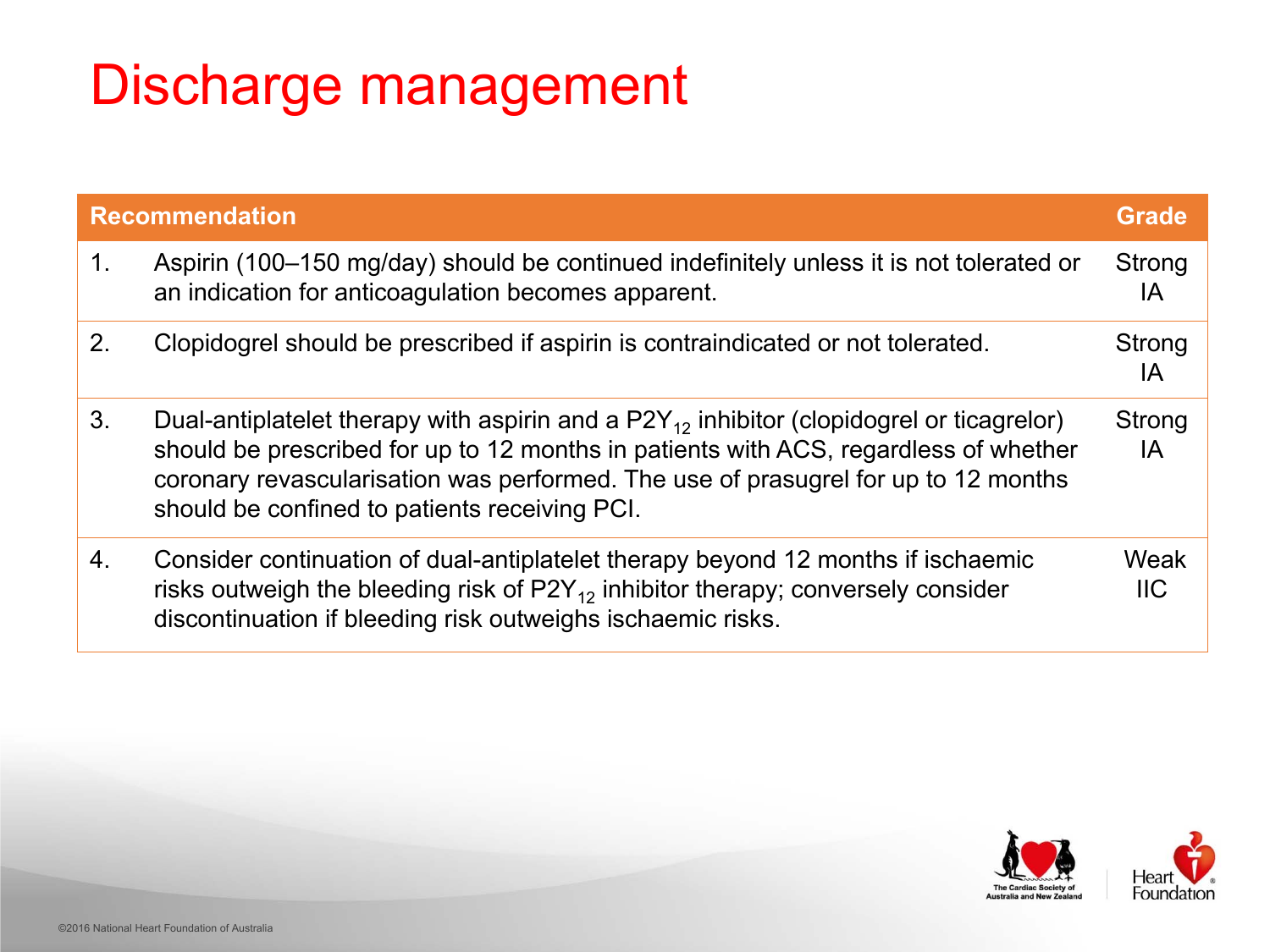# Discharge management

| | Recommendation | Grade |
|---|---|---|
| 1. | Aspirin (100–150 mg/day) should be continued indefinitely unless it is not tolerated or an indication for anticoagulation becomes apparent. | Strong IA |
| 2. | Clopidogrel should be prescribed if aspirin is contraindicated or not tolerated. | Strong IA |
| 3. | Dual-antiplatelet therapy with aspirin and a $P2Y_{12}$ inhibitor (clopidogrel or ticagrelor) should be prescribed for up to 12 months in patients with ACS, regardless of whether coronary revascularisation was performed. The use of prasugrel for up to 12 months should be confined to patients receiving PCI. | Strong IA |
| 4. | Consider continuation of dual-antiplatelet therapy beyond 12 months if ischaemic risks outweigh the bleeding risk of $P2Y_{12}$ inhibitor therapy; conversely consider discontinuation if bleeding risk outweighs ischaemic risks. | Weak IIC |

©2016 National Heart Foundation of Australia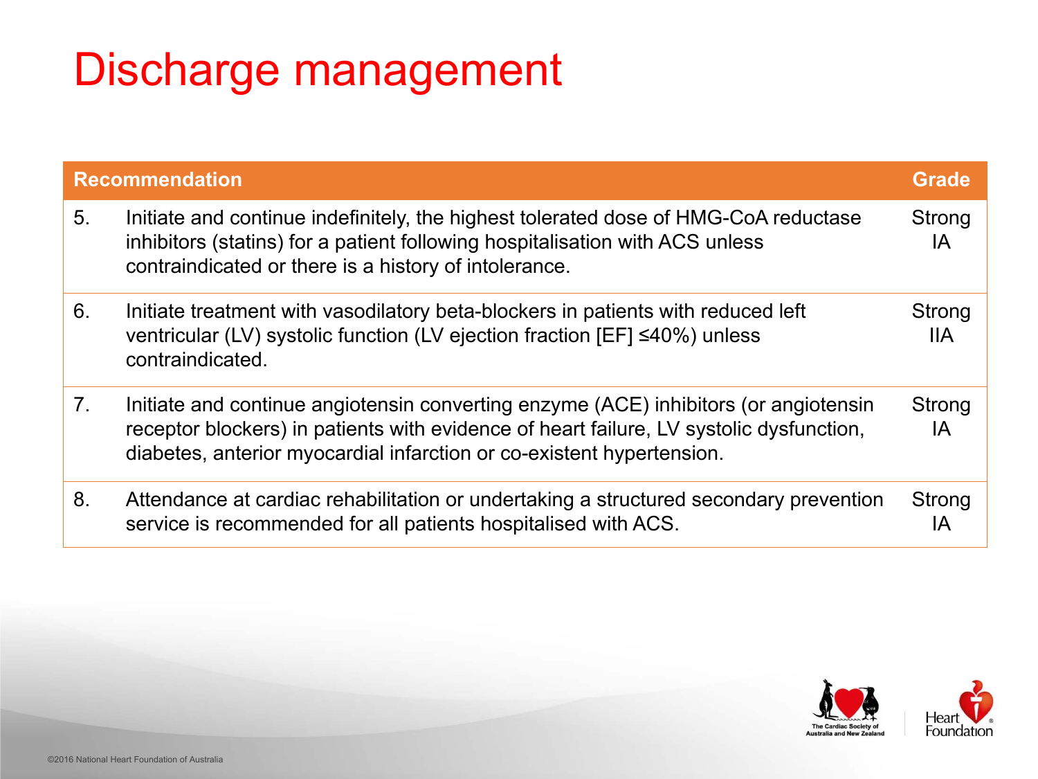# Discharge management

| Recommendation | | Grade |
|---|---|---|
| 5. | Initiate and continue indefinitely, the highest tolerated dose of HMG-CoA reductase inhibitors (statins) for a patient following hospitalisation with ACS unless contraindicated or there is a history of intolerance. | Strong IA |
| 6. | Initiate treatment with vasodilatory beta-blockers in patients with reduced left ventricular (LV) systolic function (LV ejection fraction [EF] ≤40%) unless contraindicated. | Strong IIA |
| 7. | Initiate and continue angiotensin converting enzyme (ACE) inhibitors (or angiotensin receptor blockers) in patients with evidence of heart failure, LV systolic dysfunction, diabetes, anterior myocardial infarction or co-existent hypertension. | Strong IA |
| 8. | Attendance at cardiac rehabilitation or undertaking a structured secondary prevention service is recommended for all patients hospitalised with ACS. | Strong IA |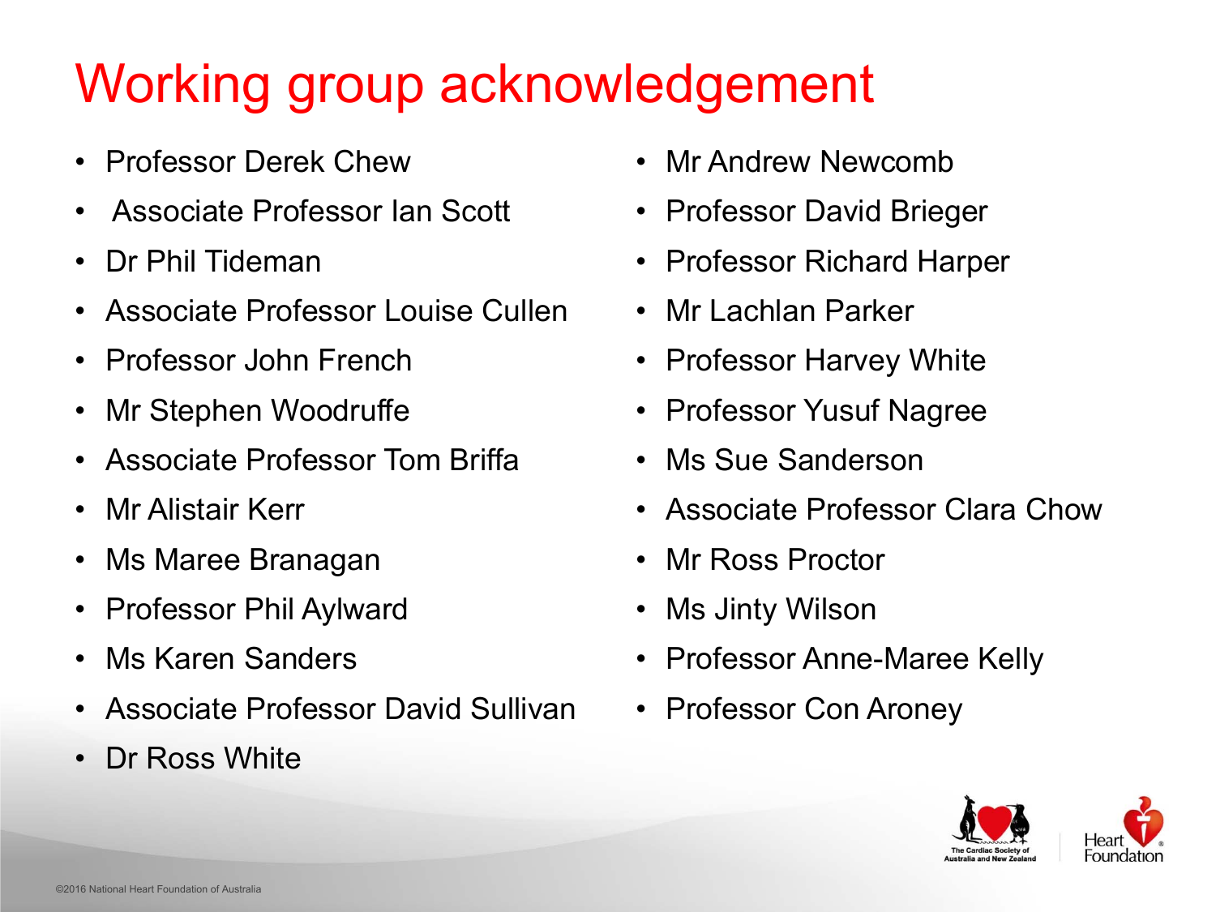# Working group acknowledgement

- Professor Derek Chew
- Associate Professor Ian Scott
- Dr Phil Tideman
- Associate Professor Louise Cullen
- Professor John French
- Mr Stephen Woodruffe
- Associate Professor Tom Briffa
- Mr Alistair Kerr
- Ms Maree Branagan
- Professor Phil Aylward
- Ms Karen Sanders
- Associate Professor David Sullivan
- Dr Ross White
- Mr Andrew Newcomb
- Professor David Brieger
- Professor Richard Harper
- Mr Lachlan Parker
- Professor Harvey White
- Professor Yusuf Nagree
- Ms Sue Sanderson
- Associate Professor Clara Chow
- Mr Ross Proctor
- Ms Jinty Wilson
- Professor Anne-Maree Kelly
- Professor Con Aroney

The Cardiac Society of Australia and New Zealand

Heart Foundation

©2016 National Heart Foundation of Australia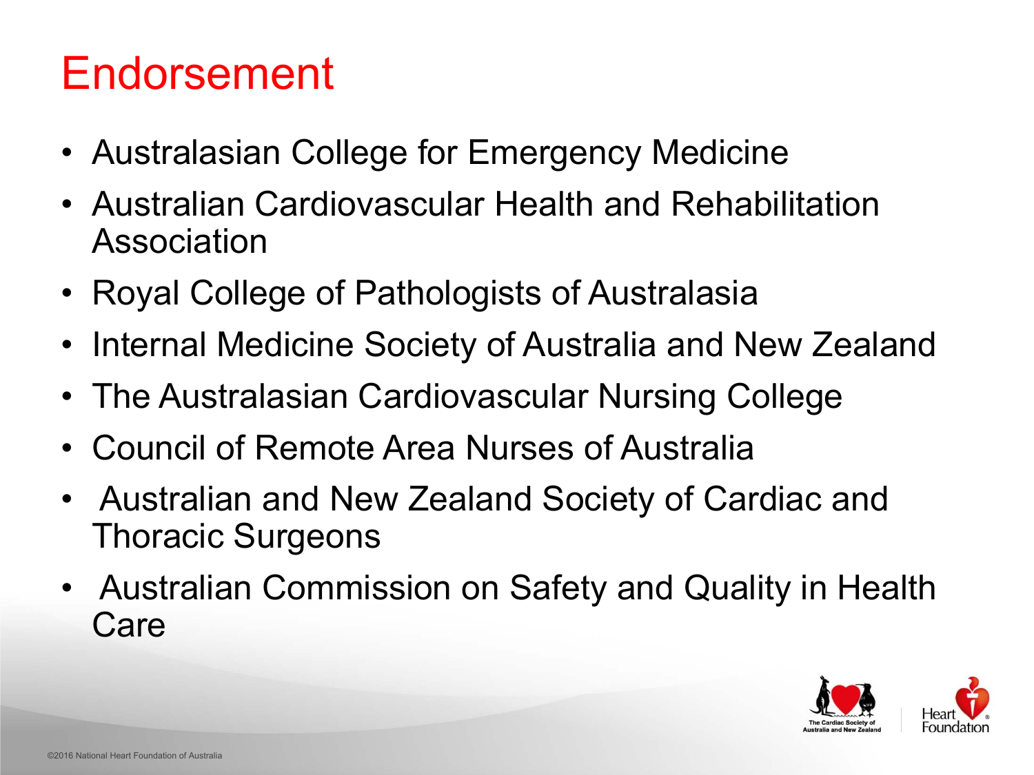# Endorsement

- Australasian College for Emergency Medicine
- Australian Cardiovascular Health and Rehabilitation Association
- Royal College of Pathologists of Australasia
- Internal Medicine Society of Australia and New Zealand
- The Australasian Cardiovascular Nursing College
- Council of Remote Area Nurses of Australia
- Australian and New Zealand Society of Cardiac and Thoracic Surgeons
- Australian Commission on Safety and Quality in Health Care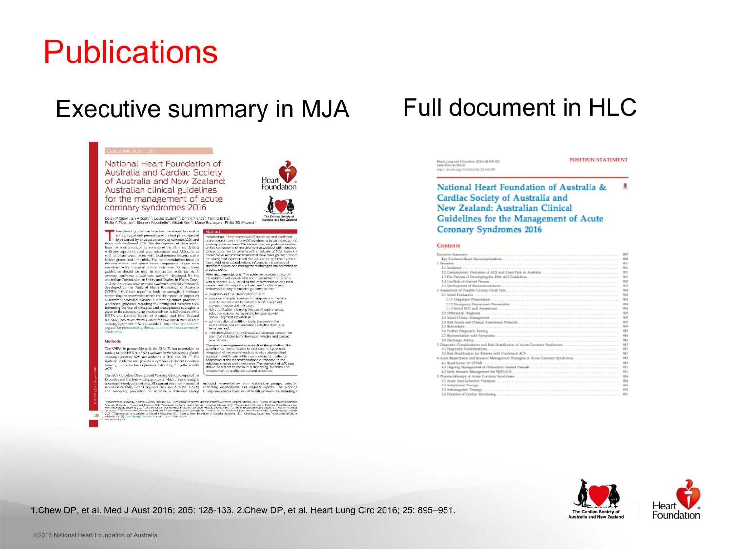# Publications

## Executive summary in MJA

## Full document in HLC

1.Chew DP, et al. Med J Aust 2016; 205: 128-133. 2.Chew DP, et al. Heart Lung Circ 2016; 25: 895–951.

©2016 National Heart Foundation of Australia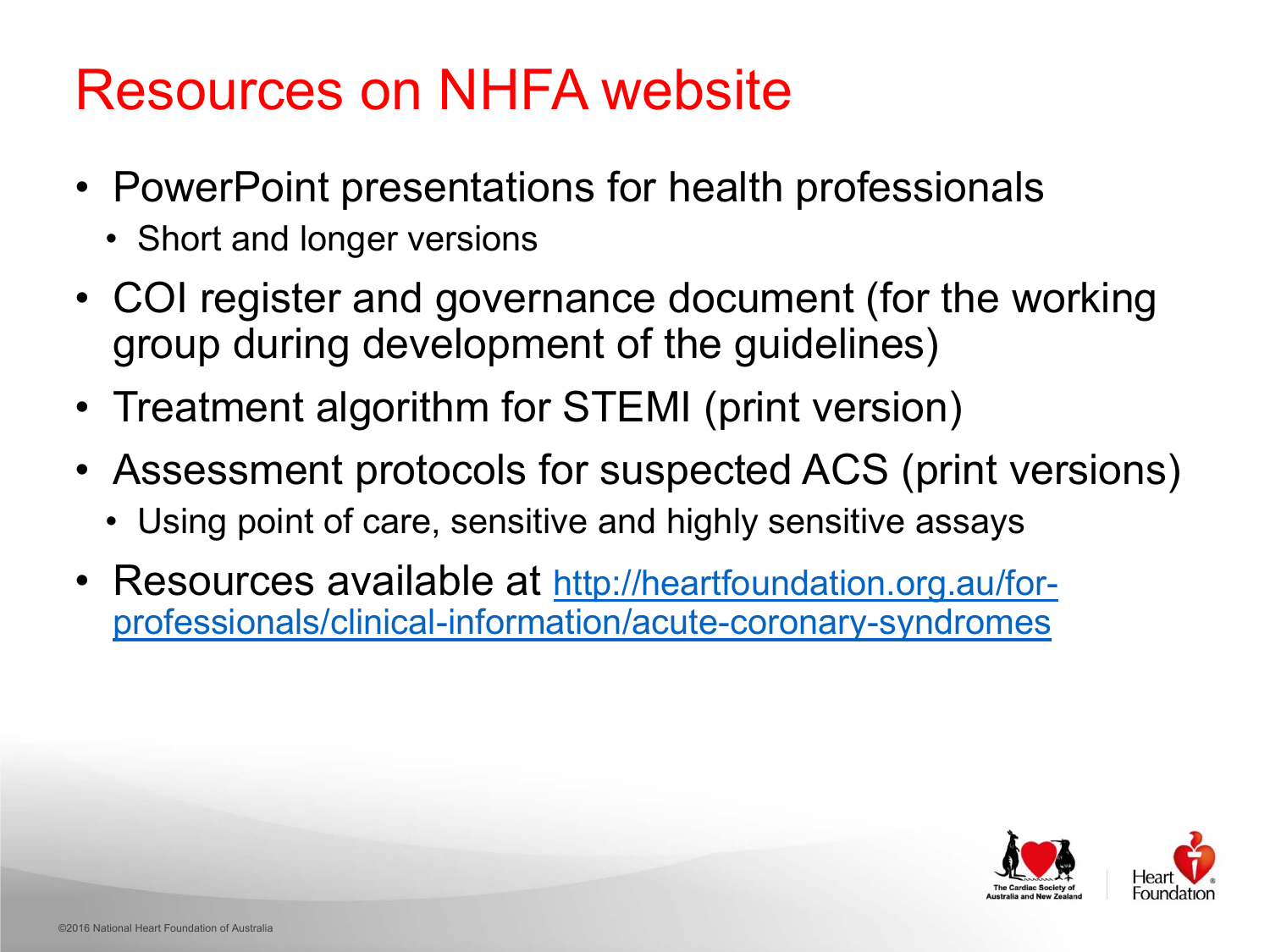# Resources on NHFA website

- PowerPoint presentations for health professionals
  - Short and longer versions
- COI register and governance document (for the working group during development of the guidelines)
- Treatment algorithm for STEMI (print version)
- Assessment protocols for suspected ACS (print versions)
  - Using point of care, sensitive and highly sensitive assays
- Resources available at [http://heartfoundation.org.au/for-professionals/clinical-information/acute-coronary-syndromes](http://heartfoundation.org.au/for-professionals/clinical-information/acute-coronary-syndromes)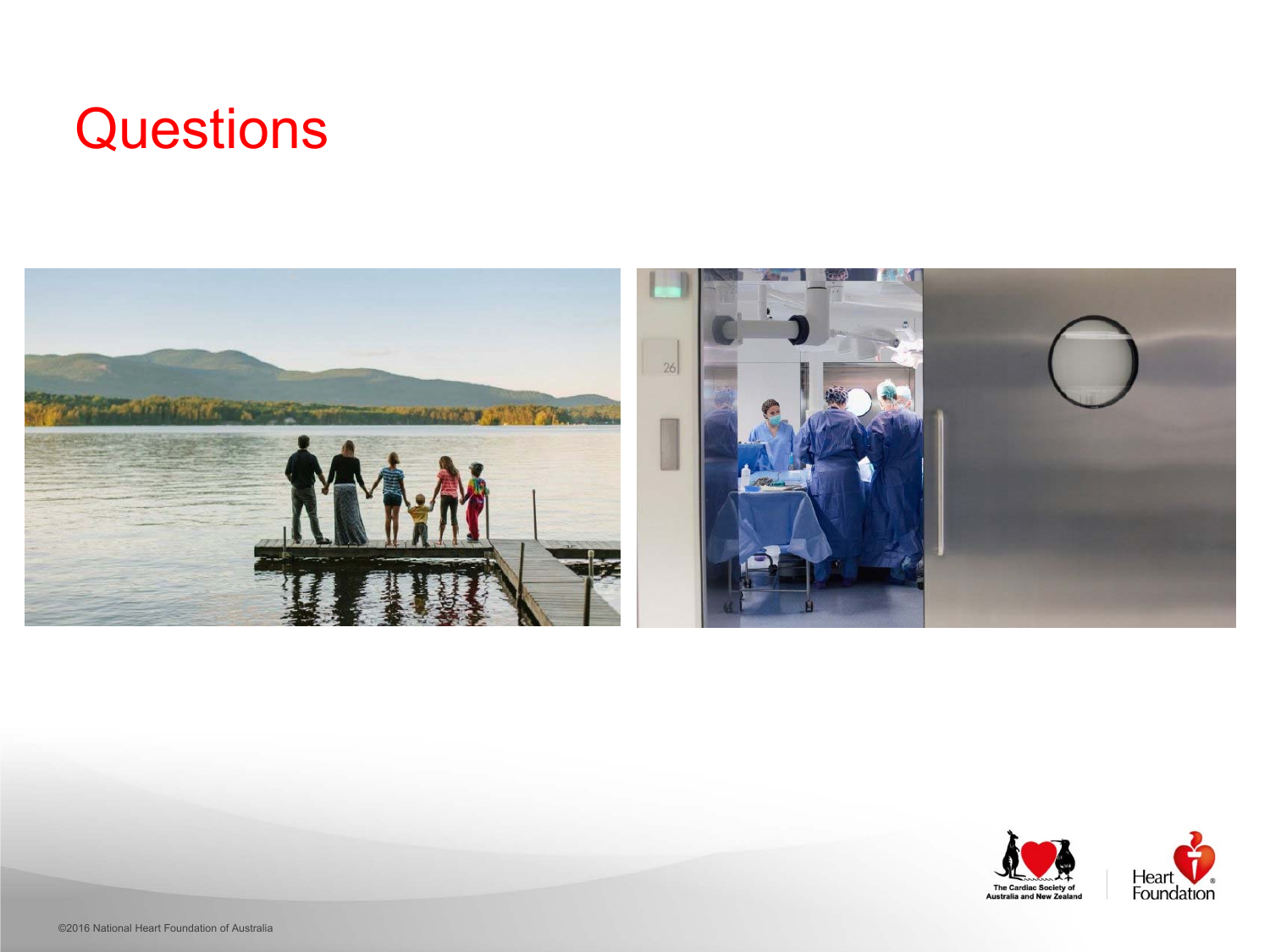# Questions